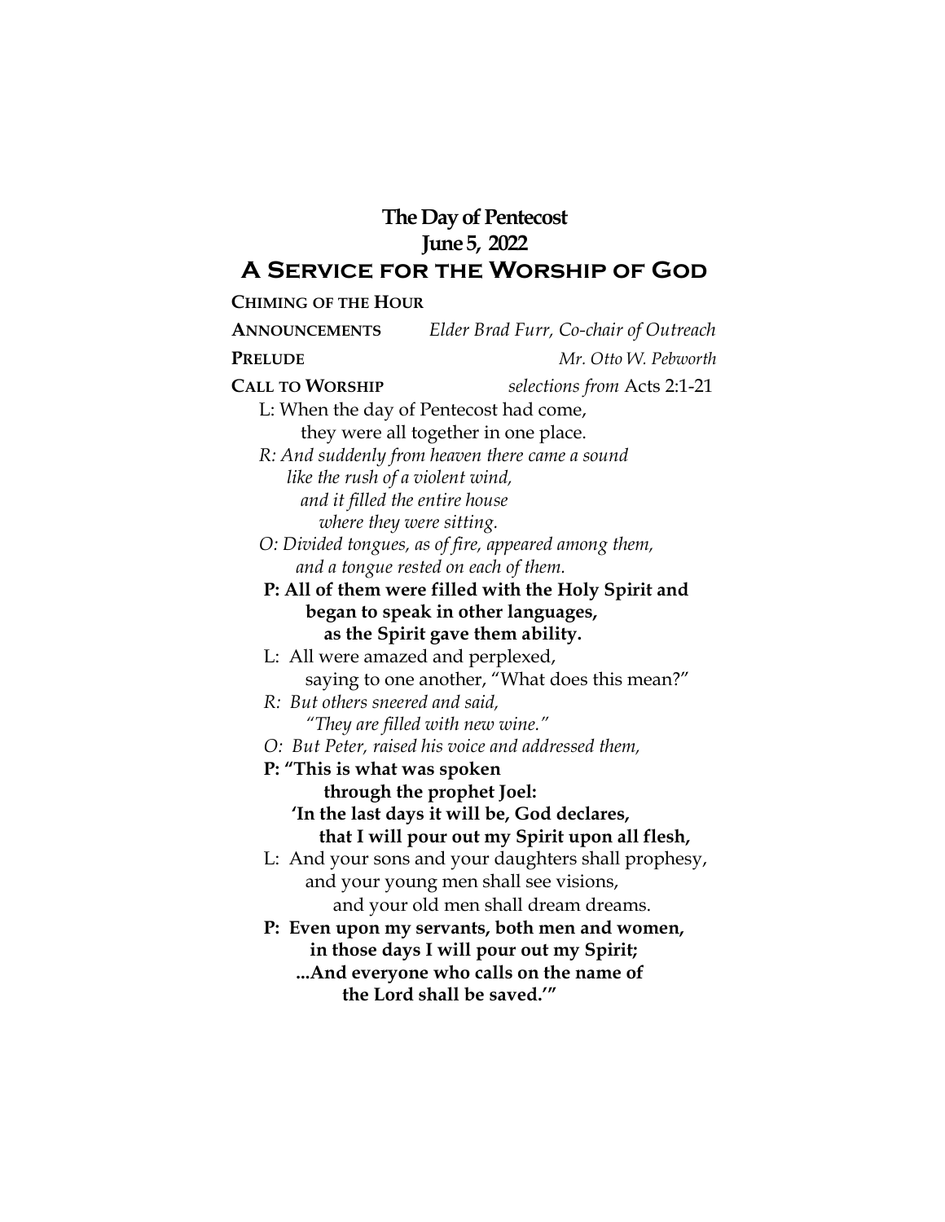# The Day of Pentecost
# June 5, 2022
## A Service for the Worship of God

**CHIMING OF THE HOUR**

**ANNOUNCEMENTS** *Elder Brad Furr, Co-chair of Outreach*

**PRELUDE** *Mr. Otto W. Pebworth*

**CALL TO WORSHIP** *selections from* Acts 2:1-21

L: When the day of Pentecost had come,
they were all together in one place.

*R: And suddenly from heaven there came a sound
like the rush of a violent wind,
and it filled the entire house
where they were sitting.*

*O: Divided tongues, as of fire, appeared among them,
and a tongue rested on each of them.*

**P: All of them were filled with the Holy Spirit and
began to speak in other languages,
as the Spirit gave them ability.**

L: All were amazed and perplexed,
saying to one another, "What does this mean?"

*R: But others sneered and said,
"They are filled with new wine."*

*O: But Peter, raised his voice and addressed them,*

**P: "This is what was spoken
through the prophet Joel:
'In the last days it will be, God declares,
that I will pour out my Spirit upon all flesh,**

L: And your sons and your daughters shall prophesy,
and your young men shall see visions,
and your old men shall dream dreams.

**P: Even upon my servants, both men and women,
in those days I will pour out my Spirit;
...And everyone who calls on the name of
the Lord shall be saved.'"**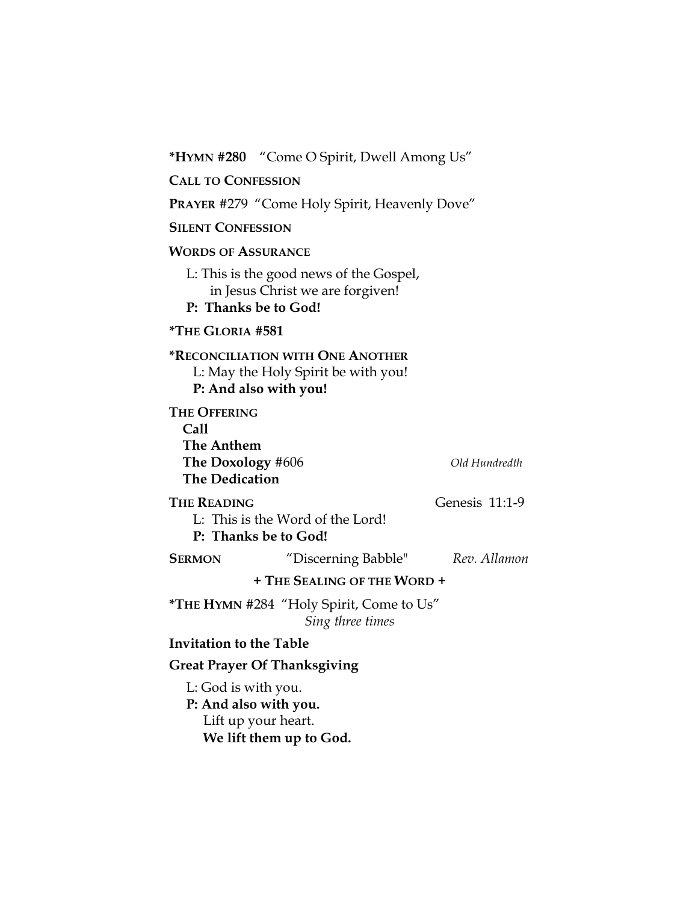**\*HYMN #280** "Come O Spirit, Dwell Among Us"

**CALL TO CONFESSION**

**PRAYER** #279 "Come Holy Spirit, Heavenly Dove"

**SILENT CONFESSION**

**WORDS OF ASSURANCE**

L: This is the good news of the Gospel,
in Jesus Christ we are forgiven!
**P: Thanks be to God!**

**\*THE GLORIA #581**

**\*RECONCILIATION WITH ONE ANOTHER**
L: May the Holy Spirit be with you!
**P: And also with you!**

**THE OFFERING**
**Call**
**The Anthem**
**The Doxology** #606 *Old Hundredth*
**The Dedication**

**THE READING** Genesis 11:1-9
L: This is the Word of the Lord!
**P: Thanks be to God!**

**SERMON** "Discerning Babble" *Rev. Allamon*

**+ THE SEALING OF THE WORD +**

**\*THE HYMN** #284 "Holy Spirit, Come to Us"
*Sing three times*

**Invitation to the Table**

**Great Prayer Of Thanksgiving**

L: God is with you.
**P: And also with you.**
Lift up your heart.
**We lift them up to God.**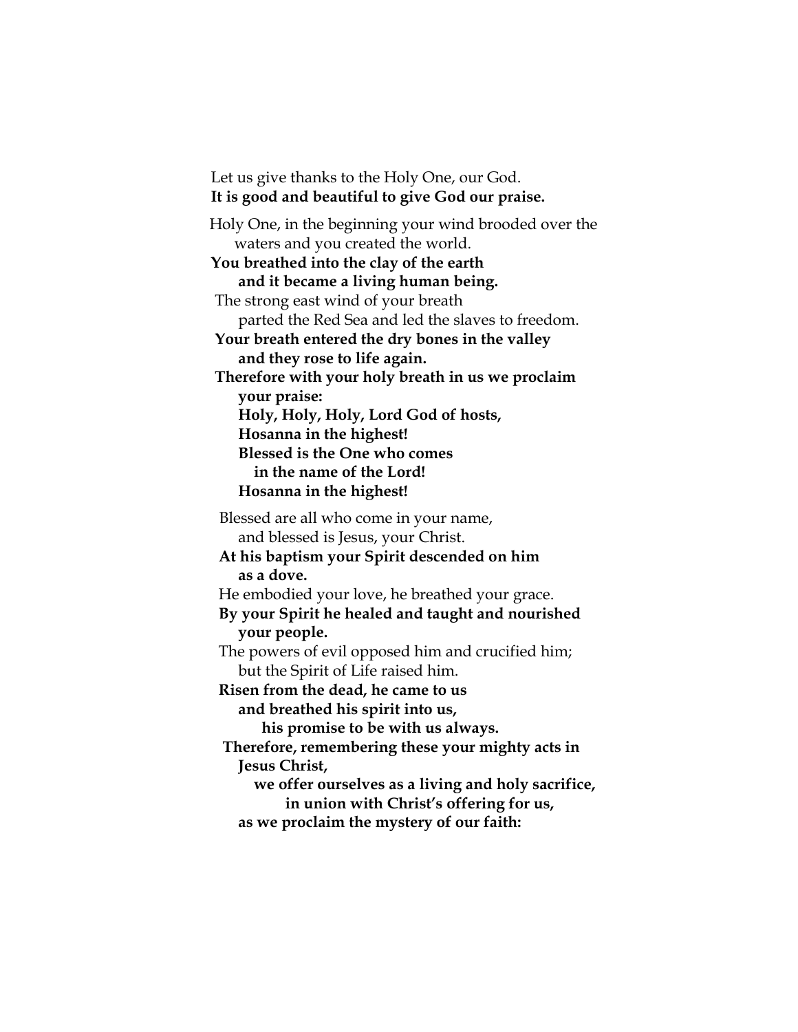Let us give thanks to the Holy One, our God.
**It is good and beautiful to give God our praise.**

Holy One, in the beginning your wind brooded over the waters and you created the world.
**You breathed into the clay of the earth**
**and it became a living human being.**
The strong east wind of your breath
parted the Red Sea and led the slaves to freedom.
**Your breath entered the dry bones in the valley**
**and they rose to life again.**
**Therefore with your holy breath in us we proclaim your praise:**
**Holy, Holy, Holy, Lord God of hosts,**
**Hosanna in the highest!**
**Blessed is the One who comes**
**in the name of the Lord!**
**Hosanna in the highest!**

Blessed are all who come in your name,
and blessed is Jesus, your Christ.
**At his baptism your Spirit descended on him as a dove.**
He embodied your love, he breathed your grace.
**By your Spirit he healed and taught and nourished your people.**
The powers of evil opposed him and crucified him;
but the Spirit of Life raised him.
**Risen from the dead, he came to us**
**and breathed his spirit into us,**
**his promise to be with us always.**
**Therefore, remembering these your mighty acts in Jesus Christ,**
**we offer ourselves as a living and holy sacrifice,**
**in union with Christ's offering for us,**
**as we proclaim the mystery of our faith:**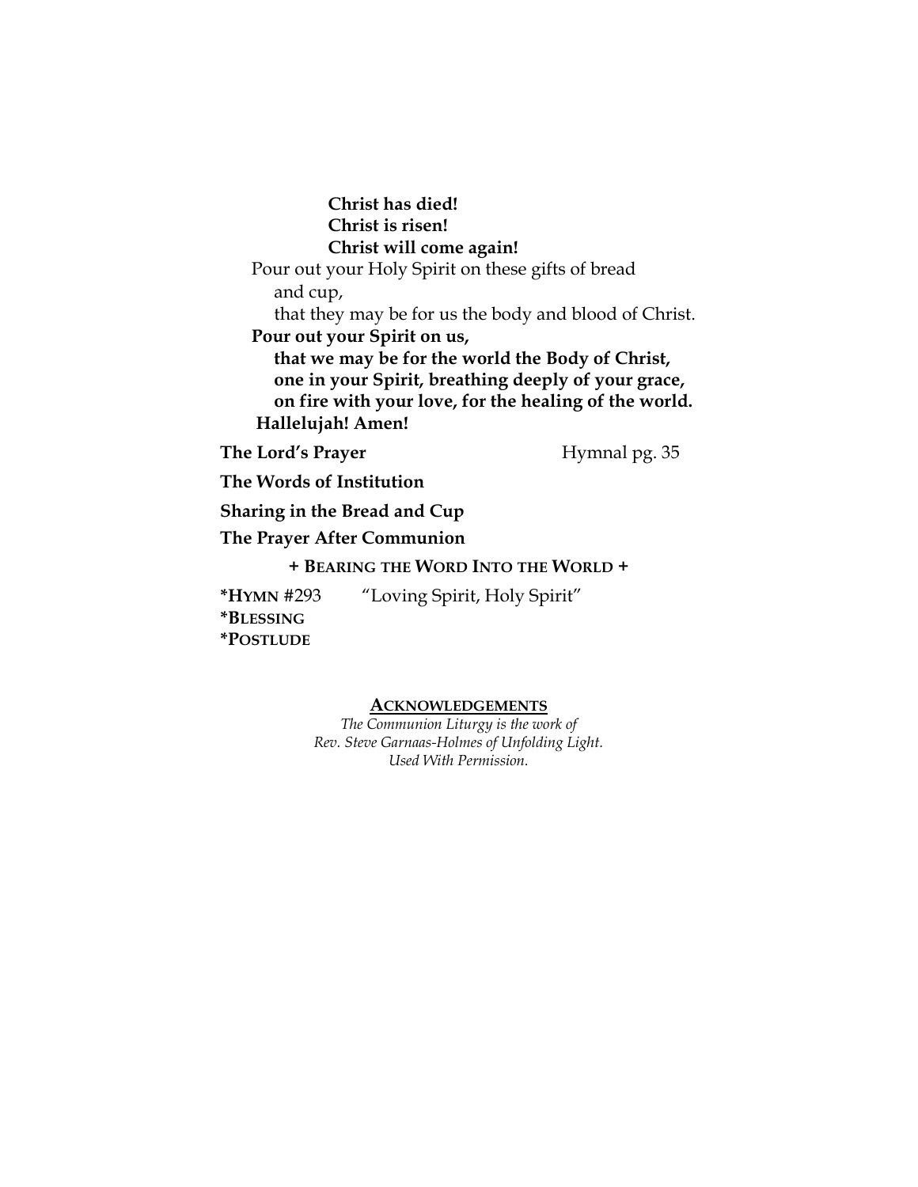**Christ has died!**
**Christ is risen!**
**Christ will come again!**

Pour out your Holy Spirit on these gifts of bread and cup,
that they may be for us the body and blood of Christ.

**Pour out your Spirit on us,**
**that we may be for the world the Body of Christ,**
**one in your Spirit, breathing deeply of your grace,**
**on fire with your love, for the healing of the world.**
**Hallelujah! Amen!**

**The Lord's Prayer** Hymnal pg. 35

**The Words of Institution**

**Sharing in the Bread and Cup**

**The Prayer After Communion**

## + BEARING THE WORD INTO THE WORLD +

**\*HYMN** #293 "Loving Spirit, Holy Spirit"
**\*BLESSING**
**\*POSTLUDE**

### ACKNOWLEDGEMENTS

*The Communion Liturgy is the work of*
*Rev. Steve Garnaas-Holmes of Unfolding Light.*
*Used With Permission.*